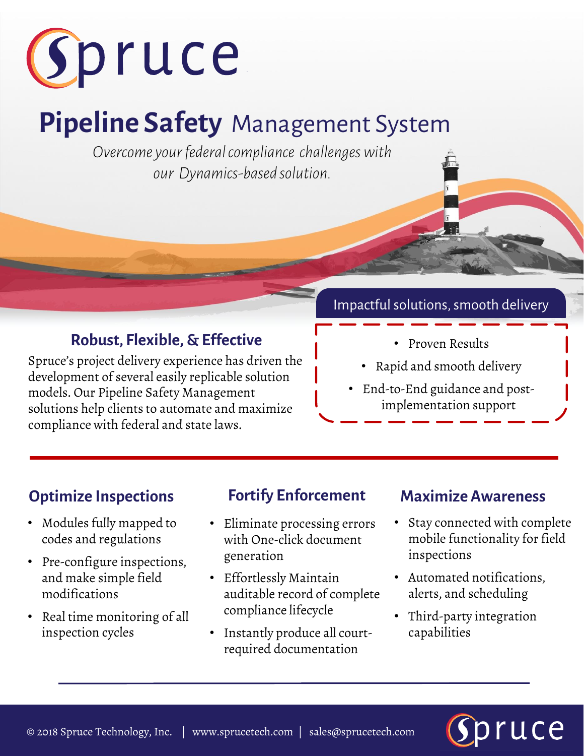# Spruce

## Pipeline Safety Management System

*Overcome your federal compliance challenges with our Dynamics-based solution.*

### Robust, Flexible, & Effective

Spruce's project delivery experience has driven the development of several easily replicable solution models. Our Pipeline Safety Management solutions help clients to automate and maximize compliance with federal and state laws.

### Impactful solutions, smooth delivery

- Proven Results
- Rapid and smooth delivery
- End-to-End guidance and post-implementation support

### Optimize Inspections

- Modules fully mapped to codes and regulations
- Pre-configure inspections, and make simple field modifications
- Real time monitoring of all inspection cycles

### Fortify Enforcement

- Eliminate processing errors with One-click document generation
- Effortlessly Maintain auditable record of complete compliance lifecycle
- Instantly produce all court-required documentation

### Maximize Awareness

- Stay connected with complete mobile functionality for field inspections
- Automated notifications, alerts, and scheduling
- Third-party integration capabilities

© 2018 Spruce Technology, Inc. | www.sprucetech.com | sales@sprucetech.com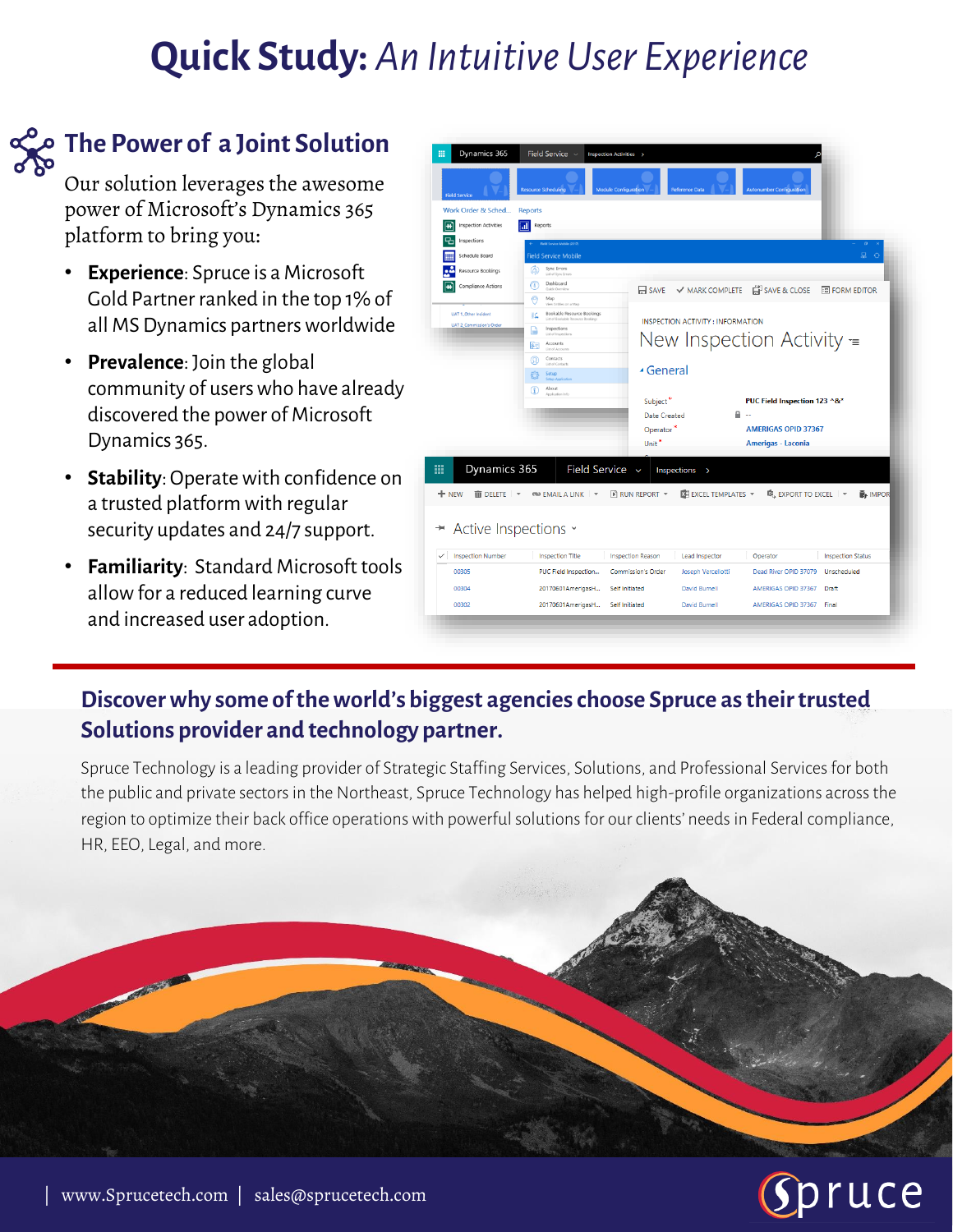# **Quick Study:** *An Intuitive User Experience*

## The Power of a Joint Solution

Our solution leverages the awesome power of Microsoft's Dynamics 365 platform to bring you:

- **Experience**: Spruce is a Microsoft Gold Partner ranked in the top 1% of all MS Dynamics partners worldwide
- **Prevalence**: Join the global community of users who have already discovered the power of Microsoft Dynamics 365.
- **Stability**: Operate with confidence on a trusted platform with regular security updates and 24/7 support.
- **Familiarity**: Standard Microsoft tools allow for a reduced learning curve and increased user adoption.

## Discover why some of the world's biggest agencies choose Spruce as their trusted Solutions provider and technology partner.

Spruce Technology is a leading provider of Strategic Staffing Services, Solutions, and Professional Services for both the public and private sectors in the Northeast, Spruce Technology has helped high-profile organizations across the region to optimize their back office operations with powerful solutions for our clients' needs in Federal compliance, HR, EEO, Legal, and more.

| www.Sprucetech.com | sales@sprucetech.com

Spruce